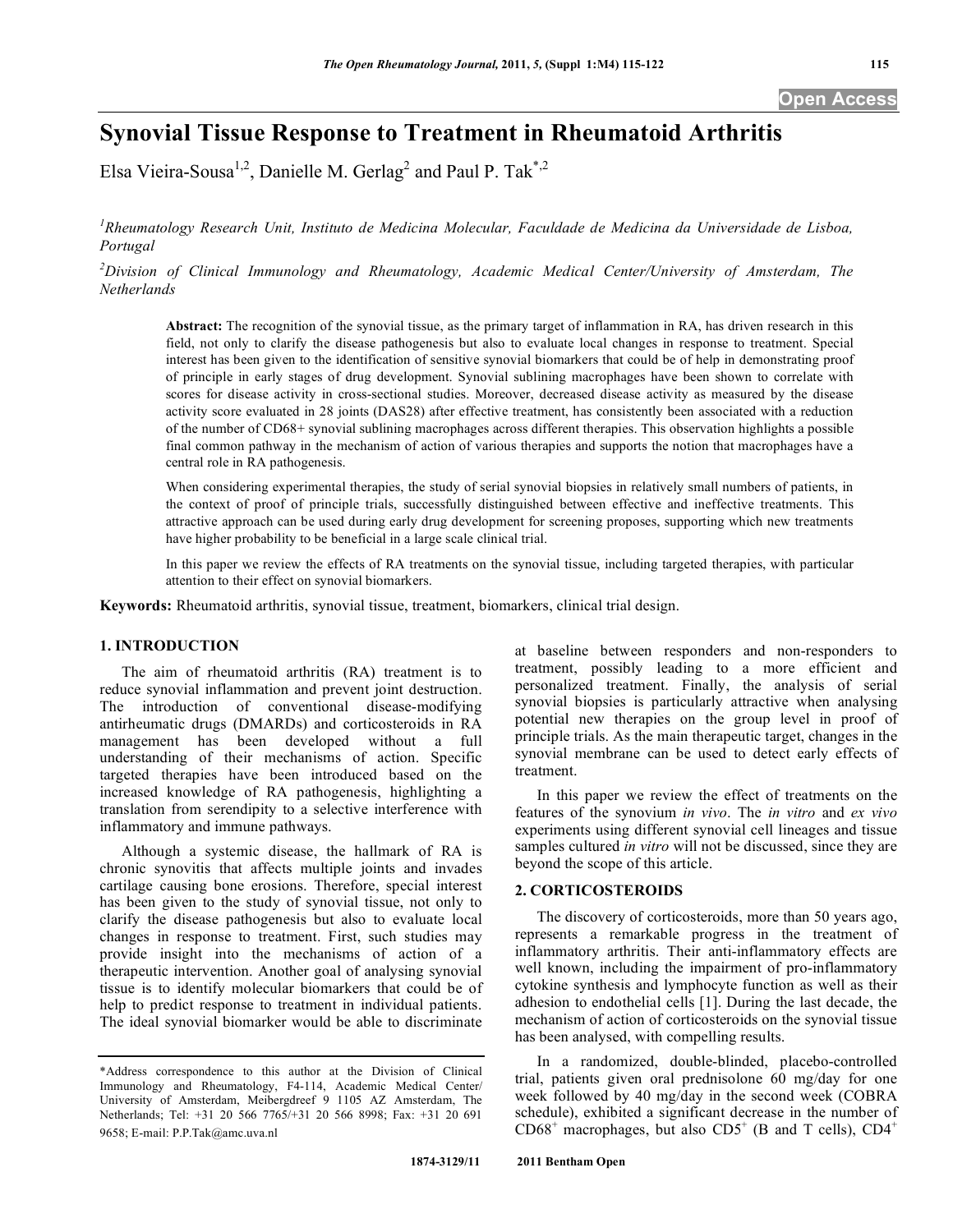# Synovial Tissue Response to Treatment in Rheumatoid Arthritis

Elsa Vieira-Sousa[1,2], Danielle M. Gerlag[2] and Paul P. Tak[*,2]

[1]Rheumatology Research Unit, Instituto de Medicina Molecular, Faculdade de Medicina da Universidade de Lisboa, Portugal

[2]Division of Clinical Immunology and Rheumatology, Academic Medical Center/University of Amsterdam, The Netherlands

**Abstract:** The recognition of the synovial tissue, as the primary target of inflammation in RA, has driven research in this field, not only to clarify the disease pathogenesis but also to evaluate local changes in response to treatment. Special interest has been given to the identification of sensitive synovial biomarkers that could be of help in demonstrating proof of principle in early stages of drug development. Synovial sublining macrophages have been shown to correlate with scores for disease activity in cross-sectional studies. Moreover, decreased disease activity as measured by the disease activity score evaluated in 28 joints (DAS28) after effective treatment, has consistently been associated with a reduction of the number of CD68+ synovial sublining macrophages across different therapies. This observation highlights a possible final common pathway in the mechanism of action of various therapies and supports the notion that macrophages have a central role in RA pathogenesis.

When considering experimental therapies, the study of serial synovial biopsies in relatively small numbers of patients, in the context of proof of principle trials, successfully distinguished between effective and ineffective treatments. This attractive approach can be used during early drug development for screening proposes, supporting which new treatments have higher probability to be beneficial in a large scale clinical trial.

In this paper we review the effects of RA treatments on the synovial tissue, including targeted therapies, with particular attention to their effect on synovial biomarkers.

**Keywords:** Rheumatoid arthritis, synovial tissue, treatment, biomarkers, clinical trial design.

## 1. INTRODUCTION

The aim of rheumatoid arthritis (RA) treatment is to reduce synovial inflammation and prevent joint destruction. The introduction of conventional disease-modifying antirheumatic drugs (DMARDs) and corticosteroids in RA management has been developed without a full understanding of their mechanisms of action. Specific targeted therapies have been introduced based on the increased knowledge of RA pathogenesis, highlighting a translation from serendipity to a selective interference with inflammatory and immune pathways.

Although a systemic disease, the hallmark of RA is chronic synovitis that affects multiple joints and invades cartilage causing bone erosions. Therefore, special interest has been given to the study of synovial tissue, not only to clarify the disease pathogenesis but also to evaluate local changes in response to treatment. First, such studies may provide insight into the mechanisms of action of a therapeutic intervention. Another goal of analysing synovial tissue is to identify molecular biomarkers that could be of help to predict response to treatment in individual patients. The ideal synovial biomarker would be able to discriminate at baseline between responders and non-responders to treatment, possibly leading to a more efficient and personalized treatment. Finally, the analysis of serial synovial biopsies is particularly attractive when analysing potential new therapies on the group level in proof of principle trials. As the main therapeutic target, changes in the synovial membrane can be used to detect early effects of treatment.

In this paper we review the effect of treatments on the features of the synovium *in vivo*. The *in vitro* and *ex vivo* experiments using different synovial cell lineages and tissue samples cultured *in vitro* will not be discussed, since they are beyond the scope of this article.

## 2. CORTICOSTEROIDS

The discovery of corticosteroids, more than 50 years ago, represents a remarkable progress in the treatment of inflammatory arthritis. Their anti-inflammatory effects are well known, including the impairment of pro-inflammatory cytokine synthesis and lymphocyte function as well as their adhesion to endothelial cells [1]. During the last decade, the mechanism of action of corticosteroids on the synovial tissue has been analysed, with compelling results.

In a randomized, double-blinded, placebo-controlled trial, patients given oral prednisolone 60 mg/day for one week followed by 40 mg/day in the second week (COBRA schedule), exhibited a significant decrease in the number of $CD68^{+}$ macrophages, but also $CD5^{+}$ (B and T cells), $CD4^{+}$

*Address correspondence to this author at the Division of Clinical Immunology and Rheumatology, F4-114, Academic Medical Center/ University of Amsterdam, Meibergdreef 9 1105 AZ Amsterdam, The Netherlands; Tel: +31 20 566 7765/+31 20 566 8998; Fax: +31 20 691 9658; E-mail: P.P.Tak@amc.uva.nl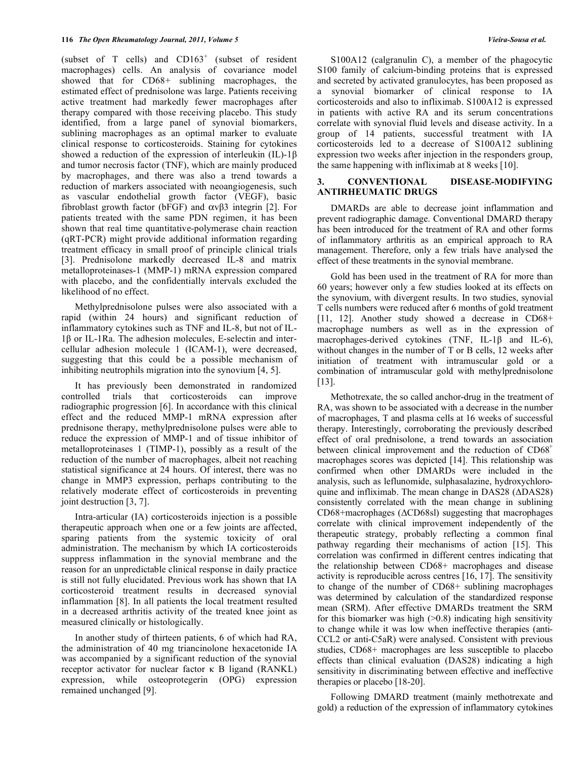(subset of T cells) and CD163$^{+}$ (subset of resident macrophages) cells. An analysis of covariance model showed that for CD68+ sublining macrophages, the estimated effect of prednisolone was large. Patients receiving active treatment had markedly fewer macrophages after therapy compared with those receiving placebo. This study identified, from a large panel of synovial biomarkers, sublining macrophages as an optimal marker to evaluate clinical response to corticosteroids. Staining for cytokines showed a reduction of the expression of interleukin (IL)-1β and tumor necrosis factor (TNF), which are mainly produced by macrophages, and there was also a trend towards a reduction of markers associated with neoangiogenesis, such as vascular endothelial growth factor (VEGF), basic fibroblast growth factor (bFGF) and αvβ3 integrin [2]. For patients treated with the same PDN regimen, it has been shown that real time quantitative-polymerase chain reaction (qRT-PCR) might provide additional information regarding treatment efficacy in small proof of principle clinical trials [3]. Prednisolone markedly decreased IL-8 and matrix metalloproteinases-1 (MMP-1) mRNA expression compared with placebo, and the confidentially intervals excluded the likelihood of no effect.

Methylprednisolone pulses were also associated with a rapid (within 24 hours) and significant reduction of inflammatory cytokines such as TNF and IL-8, but not of IL-1β or IL-1Ra. The adhesion molecules, E-selectin and inter-cellular adhesion molecule 1 (ICAM-1), were decreased, suggesting that this could be a possible mechanism of inhibiting neutrophils migration into the synovium [4, 5].

It has previously been demonstrated in randomized controlled trials that corticosteroids can improve radiographic progression [6]. In accordance with this clinical effect and the reduced MMP-1 mRNA expression after prednisone therapy, methylprednisolone pulses were able to reduce the expression of MMP-1 and of tissue inhibitor of metalloproteinases 1 (TIMP-1), possibly as a result of the reduction of the number of macrophages, albeit not reaching statistical significance at 24 hours. Of interest, there was no change in MMP3 expression, perhaps contributing to the relatively moderate effect of corticosteroids in preventing joint destruction [3, 7].

Intra-articular (IA) corticosteroids injection is a possible therapeutic approach when one or a few joints are affected, sparing patients from the systemic toxicity of oral administration. The mechanism by which IA corticosteroids suppress inflammation in the synovial membrane and the reason for an unpredictable clinical response in daily practice is still not fully elucidated. Previous work has shown that IA corticosteroid treatment results in decreased synovial inflammation [8]. In all patients the local treatment resulted in a decreased arthritis activity of the treated knee joint as measured clinically or histologically.

In another study of thirteen patients, 6 of which had RA, the administration of 40 mg triancinolone hexacetonide IA was accompanied by a significant reduction of the synovial receptor activator for nuclear factor κ B ligand (RANKL) expression, while osteoprotegerin (OPG) expression remained unchanged [9].

S100A12 (calgranulin C), a member of the phagocytic S100 family of calcium-binding proteins that is expressed and secreted by activated granulocytes, has been proposed as a synovial biomarker of clinical response to IA corticosteroids and also to infliximab. S100A12 is expressed in patients with active RA and its serum concentrations correlate with synovial fluid levels and disease activity. In a group of 14 patients, successful treatment with IA corticosteroids led to a decrease of S100A12 sublining expression two weeks after injection in the responders group, the same happening with infliximab at 8 weeks [10].

## 3. CONVENTIONAL DISEASE-MODIFYING ANTIRHEUMATIC DRUGS

DMARDs are able to decrease joint inflammation and prevent radiographic damage. Conventional DMARD therapy has been introduced for the treatment of RA and other forms of inflammatory arthritis as an empirical approach to RA management. Therefore, only a few trials have analysed the effect of these treatments in the synovial membrane.

Gold has been used in the treatment of RA for more than 60 years; however only a few studies looked at its effects on the synovium, with divergent results. In two studies, synovial T cells numbers were reduced after 6 months of gold treatment [11, 12]. Another study showed a decrease in CD68+ macrophage numbers as well as in the expression of macrophages-derived cytokines (TNF, IL-1β and IL-6), without changes in the number of T or B cells, 12 weeks after initiation of treatment with intramuscular gold or a combination of intramuscular gold with methylprednisolone [13].

Methotrexate, the so called anchor-drug in the treatment of RA, was shown to be associated with a decrease in the number of macrophages, T and plasma cells at 16 weeks of successful therapy. Interestingly, corroborating the previously described effect of oral prednisolone, a trend towards an association between clinical improvement and the reduction of CD68$^{+}$ macrophages scores was depicted [14]. This relationship was confirmed when other DMARDs were included in the analysis, such as leflunomide, sulphasalazine, hydroxychloroquine and infliximab. The mean change in DAS28 (ΔDAS28) consistently correlated with the mean change in sublining CD68+macrophages (ΔCD68sl) suggesting that macrophages correlate with clinical improvement independently of the therapeutic strategy, probably reflecting a common final pathway regarding their mechanisms of action [15]. This correlation was confirmed in different centres indicating that the relationship between CD68+ macrophages and disease activity is reproducible across centres [16, 17]. The sensitivity to change of the number of CD68+ sublining macrophages was determined by calculation of the standardized response mean (SRM). After effective DMARDs treatment the SRM for this biomarker was high (>0.8) indicating high sensitivity to change while it was low when ineffective therapies (anti-CCL2 or anti-C5aR) were analysed. Consistent with previous studies, CD68+ macrophages are less susceptible to placebo effects than clinical evaluation (DAS28) indicating a high sensitivity in discriminating between effective and ineffective therapies or placebo [18-20].

Following DMARD treatment (mainly methotrexate and gold) a reduction of the expression of inflammatory cytokines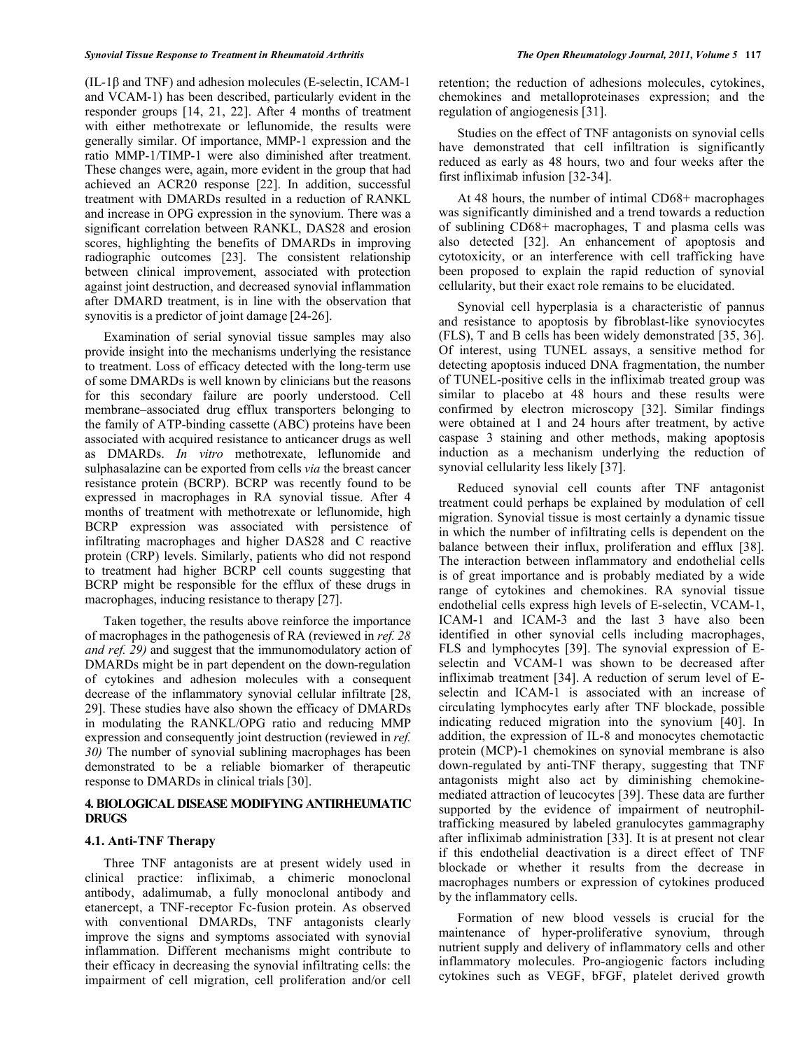(IL-1β and TNF) and adhesion molecules (E-selectin, ICAM-1 and VCAM-1) has been described, particularly evident in the responder groups [14, 21, 22]. After 4 months of treatment with either methotrexate or leflunomide, the results were generally similar. Of importance, MMP-1 expression and the ratio MMP-1/TIMP-1 were also diminished after treatment. These changes were, again, more evident in the group that had achieved an ACR20 response [22]. In addition, successful treatment with DMARDs resulted in a reduction of RANKL and increase in OPG expression in the synovium. There was a significant correlation between RANKL, DAS28 and erosion scores, highlighting the benefits of DMARDs in improving radiographic outcomes [23]. The consistent relationship between clinical improvement, associated with protection against joint destruction, and decreased synovial inflammation after DMARD treatment, is in line with the observation that synovitis is a predictor of joint damage [24-26].

Examination of serial synovial tissue samples may also provide insight into the mechanisms underlying the resistance to treatment. Loss of efficacy detected with the long-term use of some DMARDs is well known by clinicians but the reasons for this secondary failure are poorly understood. Cell membrane–associated drug efflux transporters belonging to the family of ATP-binding cassette (ABC) proteins have been associated with acquired resistance to anticancer drugs as well as DMARDs. *In vitro* methotrexate, leflunomide and sulphasalazine can be exported from cells *via* the breast cancer resistance protein (BCRP). BCRP was recently found to be expressed in macrophages in RA synovial tissue. After 4 months of treatment with methotrexate or leflunomide, high BCRP expression was associated with persistence of infiltrating macrophages and higher DAS28 and C reactive protein (CRP) levels. Similarly, patients who did not respond to treatment had higher BCRP cell counts suggesting that BCRP might be responsible for the efflux of these drugs in macrophages, inducing resistance to therapy [27].

Taken together, the results above reinforce the importance of macrophages in the pathogenesis of RA (reviewed in *ref. 28 and ref. 29)* and suggest that the immunomodulatory action of DMARDs might be in part dependent on the down-regulation of cytokines and adhesion molecules with a consequent decrease of the inflammatory synovial cellular infiltrate [28, 29]. These studies have also shown the efficacy of DMARDs in modulating the RANKL/OPG ratio and reducing MMP expression and consequently joint destruction (reviewed in *ref. 30)* The number of synovial sublining macrophages has been demonstrated to be a reliable biomarker of therapeutic response to DMARDs in clinical trials [30].

## 4. BIOLOGICAL DISEASE MODIFYING ANTIRHEUMATIC DRUGS

### 4.1. Anti-TNF Therapy

Three TNF antagonists are at present widely used in clinical practice: infliximab, a chimeric monoclonal antibody, adalimumab, a fully monoclonal antibody and etanercept, a TNF-receptor Fc-fusion protein. As observed with conventional DMARDs, TNF antagonists clearly improve the signs and symptoms associated with synovial inflammation. Different mechanisms might contribute to their efficacy in decreasing the synovial infiltrating cells: the impairment of cell migration, cell proliferation and/or cell retention; the reduction of adhesions molecules, cytokines, chemokines and metalloproteinases expression; and the regulation of angiogenesis [31].

Studies on the effect of TNF antagonists on synovial cells have demonstrated that cell infiltration is significantly reduced as early as 48 hours, two and four weeks after the first infliximab infusion [32-34].

At 48 hours, the number of intimal CD68+ macrophages was significantly diminished and a trend towards a reduction of sublining CD68+ macrophages, T and plasma cells was also detected [32]. An enhancement of apoptosis and cytotoxicity, or an interference with cell trafficking have been proposed to explain the rapid reduction of synovial cellularity, but their exact role remains to be elucidated.

Synovial cell hyperplasia is a characteristic of pannus and resistance to apoptosis by fibroblast-like synoviocytes (FLS), T and B cells has been widely demonstrated [35, 36]. Of interest, using TUNEL assays, a sensitive method for detecting apoptosis induced DNA fragmentation, the number of TUNEL-positive cells in the infliximab treated group was similar to placebo at 48 hours and these results were confirmed by electron microscopy [32]. Similar findings were obtained at 1 and 24 hours after treatment, by active caspase 3 staining and other methods, making apoptosis induction as a mechanism underlying the reduction of synovial cellularity less likely [37].

Reduced synovial cell counts after TNF antagonist treatment could perhaps be explained by modulation of cell migration. Synovial tissue is most certainly a dynamic tissue in which the number of infiltrating cells is dependent on the balance between their influx, proliferation and efflux [38]. The interaction between inflammatory and endothelial cells is of great importance and is probably mediated by a wide range of cytokines and chemokines. RA synovial tissue endothelial cells express high levels of E-selectin, VCAM-1, ICAM-1 and ICAM-3 and the last 3 have also been identified in other synovial cells including macrophages, FLS and lymphocytes [39]. The synovial expression of E-selectin and VCAM-1 was shown to be decreased after infliximab treatment [34]. A reduction of serum level of E-selectin and ICAM-1 is associated with an increase of circulating lymphocytes early after TNF blockade, possible indicating reduced migration into the synovium [40]. In addition, the expression of IL-8 and monocytes chemotactic protein (MCP)-1 chemokines on synovial membrane is also down-regulated by anti-TNF therapy, suggesting that TNF antagonists might also act by diminishing chemokine-mediated attraction of leucocytes [39]. These data are further supported by the evidence of impairment of neutrophil-trafficking measured by labeled granulocytes gammagraphy after infliximab administration [33]. It is at present not clear if this endothelial deactivation is a direct effect of TNF blockade or whether it results from the decrease in macrophages numbers or expression of cytokines produced by the inflammatory cells.

Formation of new blood vessels is crucial for the maintenance of hyper-proliferative synovium, through nutrient supply and delivery of inflammatory cells and other inflammatory molecules. Pro-angiogenic factors including cytokines such as VEGF, bFGF, platelet derived growth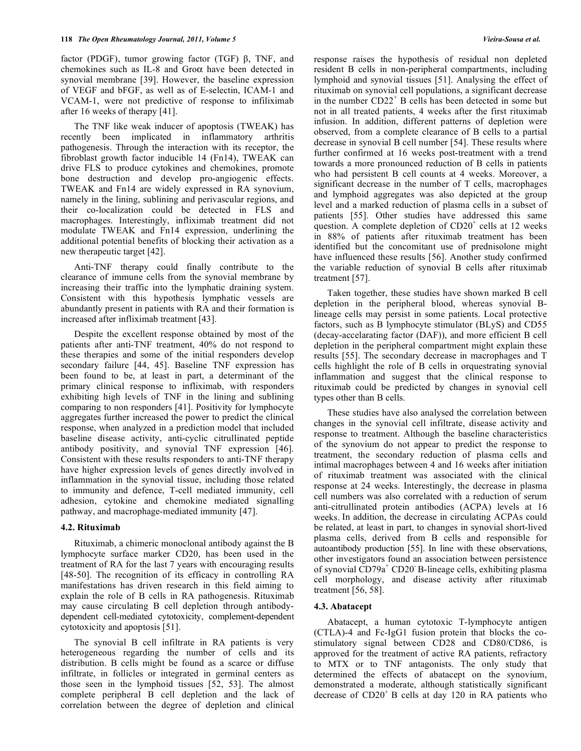factor (PDGF), tumor growing factor (TGF) β, TNF, and chemokines such as IL-8 and Groα have been detected in synovial membrane [39]. However, the baseline expression of VEGF and bFGF, as well as of E-selectin, ICAM-1 and VCAM-1, were not predictive of response to infiliximab after 16 weeks of therapy [41].

The TNF like weak inducer of apoptosis (TWEAK) has recently been implicated in inflammatory arthritis pathogenesis. Through the interaction with its receptor, the fibroblast growth factor inducible 14 (Fn14), TWEAK can drive FLS to produce cytokines and chemokines, promote bone destruction and develop pro-angiogenic effects. TWEAK and Fn14 are widely expressed in RA synovium, namely in the lining, sublining and perivascular regions, and their co-localization could be detected in FLS and macrophages. Interestingly, infliximab treatment did not modulate TWEAK and Fn14 expression, underlining the additional potential benefits of blocking their activation as a new therapeutic target [42].

Anti-TNF therapy could finally contribute to the clearance of immune cells from the synovial membrane by increasing their traffic into the lymphatic draining system. Consistent with this hypothesis lymphatic vessels are abundantly present in patients with RA and their formation is increased after infliximab treatment [43].

Despite the excellent response obtained by most of the patients after anti-TNF treatment, 40% do not respond to these therapies and some of the initial responders develop secondary failure [44, 45]. Baseline TNF expression has been found to be, at least in part, a determinant of the primary clinical response to infliximab, with responders exhibiting high levels of TNF in the lining and sublining comparing to non responders [41]. Positivity for lymphocyte aggregates further increased the power to predict the clinical response, when analyzed in a prediction model that included baseline disease activity, anti-cyclic citrullinated peptide antibody positivity, and synovial TNF expression [46]. Consistent with these results responders to anti-TNF therapy have higher expression levels of genes directly involved in inflammation in the synovial tissue, including those related to immunity and defence, T-cell mediated immunity, cell adhesion, cytokine and chemokine mediated signalling pathway, and macrophage-mediated immunity [47].

### 4.2. Rituximab

Rituximab, a chimeric monoclonal antibody against the B lymphocyte surface marker CD20, has been used in the treatment of RA for the last 7 years with encouraging results [48-50]. The recognition of its efficacy in controlling RA manifestations has driven research in this field aiming to explain the role of B cells in RA pathogenesis. Rituximab may cause circulating B cell depletion through antibody-dependent cell-mediated cytotoxicity, complement-dependent cytotoxicity and apoptosis [51].

The synovial B cell infiltrate in RA patients is very heterogeneous regarding the number of cells and its distribution. B cells might be found as a scarce or diffuse infiltrate, in follicles or integrated in germinal centers as those seen in the lymphoid tissues [52, 53]. The almost complete peripheral B cell depletion and the lack of correlation between the degree of depletion and clinical response raises the hypothesis of residual non depleted resident B cells in non-peripheral compartments, including lymphoid and synovial tissues [51]. Analysing the effect of rituximab on synovial cell populations, a significant decrease in the number $CD22^+$ B cells has been detected in some but not in all treated patients, 4 weeks after the first rituximab infusion. In addition, different patterns of depletion were observed, from a complete clearance of B cells to a partial decrease in synovial B cell number [54]. These results where further confirmed at 16 weeks post-treatment with a trend towards a more pronounced reduction of B cells in patients who had persistent B cell counts at 4 weeks. Moreover, a significant decrease in the number of T cells, macrophages and lymphoid aggregates was also depicted at the group level and a marked reduction of plasma cells in a subset of patients [55]. Other studies have addressed this same question. A complete depletion of $CD20^+$ cells at 12 weeks in 88% of patients after rituximab treatment has been identified but the concomitant use of prednisolone might have influenced these results [56]. Another study confirmed the variable reduction of synovial B cells after rituximab treatment [57].

Taken together, these studies have shown marked B cell depletion in the peripheral blood, whereas synovial B-lineage cells may persist in some patients. Local protective factors, such as B lymphocyte stimulator (BLyS) and CD55 (decay-accelarating factor (DAF)), and more efficient B cell depletion in the peripheral compartment might explain these results [55]. The secondary decrease in macrophages and T cells highlight the role of B cells in orquestrating synovial inflammation and suggest that the clinical response to rituximab could be predicted by changes in synovial cell types other than B cells.

These studies have also analysed the correlation between changes in the synovial cell infiltrate, disease activity and response to treatment. Although the baseline characteristics of the synovium do not appear to predict the response to treatment, the secondary reduction of plasma cells and intimal macrophages between 4 and 16 weeks after initiation of rituximab treatment was associated with the clinical response at 24 weeks. Interestingly, the decrease in plasma cell numbers was also correlated with a reduction of serum anti-citrullinated protein antibodies (ACPA) levels at 16 weeks. In addition, the decrease in circulating ACPAs could be related, at least in part, to changes in synovial short-lived plasma cells, derived from B cells and responsible for autoantibody production [55]. In line with these observations, other investigators found an association between persistence of synovial $CD79a^+$ $CD20^-$ B-lineage cells, exhibiting plasma cell morphology, and disease activity after rituximab treatment [56, 58].

### 4.3. Abatacept

Abatacept, a human cytotoxic T-lymphocyte antigen (CTLA)-4 and Fc-IgG1 fusion protein that blocks the co-stimulatory signal between CD28 and CD80/CD86, is approved for the treatment of active RA patients, refractory to MTX or to TNF antagonists. The only study that determined the effects of abatacept on the synovium, demonstrated a moderate, although statistically significant decrease of $CD20^+$ B cells at day 120 in RA patients who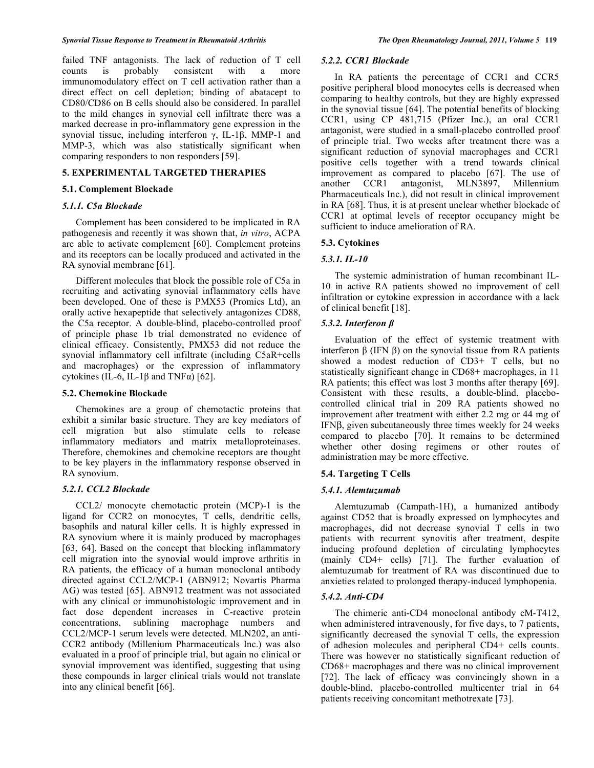failed TNF antagonists. The lack of reduction of T cell counts is probably consistent with a more immunomodulatory effect on T cell activation rather than a direct effect on cell depletion; binding of abatacept to CD80/CD86 on B cells should also be considered. In parallel to the mild changes in synovial cell infiltrate there was a marked decrease in pro-inflammatory gene expression in the synovial tissue, including interferon γ, IL-1β, MMP-1 and MMP-3, which was also statistically significant when comparing responders to non responders [59].

## 5. EXPERIMENTAL TARGETED THERAPIES

### 5.1. Complement Blockade

#### *5.1.1. C5a Blockade*

Complement has been considered to be implicated in RA pathogenesis and recently it was shown that, *in vitro*, ACPA are able to activate complement [60]. Complement proteins and its receptors can be locally produced and activated in the RA synovial membrane [61].

Different molecules that block the possible role of C5a in recruiting and activating synovial inflammatory cells have been developed. One of these is PMX53 (Promics Ltd), an orally active hexapeptide that selectively antagonizes CD88, the C5a receptor. A double-blind, placebo-controlled proof of principle phase 1b trial demonstrated no evidence of clinical efficacy. Consistently, PMX53 did not reduce the synovial inflammatory cell infiltrate (including C5aR+cells and macrophages) or the expression of inflammatory cytokines (IL-6, IL-1β and TNFα) [62].

### 5.2. Chemokine Blockade

Chemokines are a group of chemotactic proteins that exhibit a similar basic structure. They are key mediators of cell migration but also stimulate cells to release inflammatory mediators and matrix metalloproteinases. Therefore, chemokines and chemokine receptors are thought to be key players in the inflammatory response observed in RA synovium.

#### *5.2.1. CCL2 Blockade*

CCL2/ monocyte chemotactic protein (MCP)-1 is the ligand for CCR2 on monocytes, T cells, dendritic cells, basophils and natural killer cells. It is highly expressed in RA synovium where it is mainly produced by macrophages [63, 64]. Based on the concept that blocking inflammatory cell migration into the synovial would improve arthritis in RA patients, the efficacy of a human monoclonal antibody directed against CCL2/MCP-1 (ABN912; Novartis Pharma AG) was tested [65]. ABN912 treatment was not associated with any clinical or immunohistologic improvement and in fact dose dependent increases in C-reactive protein concentrations, sublining macrophage numbers and CCL2/MCP-1 serum levels were detected. MLN202, an anti-CCR2 antibody (Millenium Pharmaceuticals Inc.) was also evaluated in a proof of principle trial, but again no clinical or synovial improvement was identified, suggesting that using these compounds in larger clinical trials would not translate into any clinical benefit [66].

#### *5.2.2. CCR1 Blockade*

In RA patients the percentage of CCR1 and CCR5 positive peripheral blood monocytes cells is decreased when comparing to healthy controls, but they are highly expressed in the synovial tissue [64]. The potential benefits of blocking CCR1, using CP 481,715 (Pfizer Inc.), an oral CCR1 antagonist, were studied in a small-placebo controlled proof of principle trial. Two weeks after treatment there was a significant reduction of synovial macrophages and CCR1 positive cells together with a trend towards clinical improvement as compared to placebo [67]. The use of another CCR1 antagonist, MLN3897, Millennium Pharmaceuticals Inc.), did not result in clinical improvement in RA [68]. Thus, it is at present unclear whether blockade of CCR1 at optimal levels of receptor occupancy might be sufficient to induce amelioration of RA.

### 5.3. Cytokines

#### *5.3.1. IL-10*

The systemic administration of human recombinant IL-10 in active RA patients showed no improvement of cell infiltration or cytokine expression in accordance with a lack of clinical benefit [18].

#### *5.3.2. Interferon β*

Evaluation of the effect of systemic treatment with interferon β (IFN β) on the synovial tissue from RA patients showed a modest reduction of CD3+ T cells, but no statistically significant change in CD68+ macrophages, in 11 RA patients; this effect was lost 3 months after therapy [69]. Consistent with these results, a double-blind, placebo-controlled clinical trial in 209 RA patients showed no improvement after treatment with either 2.2 mg or 44 mg of IFNβ, given subcutaneously three times weekly for 24 weeks compared to placebo [70]. It remains to be determined whether other dosing regimens or other routes of administration may be more effective.

### 5.4. Targeting T Cells

#### *5.4.1. Alemtuzumab*

Alemtuzumab (Campath-1H), a humanized antibody against CD52 that is broadly expressed on lymphocytes and macrophages, did not decrease synovial T cells in two patients with recurrent synovitis after treatment, despite inducing profound depletion of circulating lymphocytes (mainly CD4+ cells) [71]. The further evaluation of alemtuzumab for treatment of RA was discontinued due to anxieties related to prolonged therapy-induced lymphopenia.

#### *5.4.2. Anti-CD4*

The chimeric anti-CD4 monoclonal antibody cM-T412, when administered intravenously, for five days, to 7 patients, significantly decreased the synovial T cells, the expression of adhesion molecules and peripheral CD4+ cells counts. There was however no statistically significant reduction of CD68+ macrophages and there was no clinical improvement [72]. The lack of efficacy was convincingly shown in a double-blind, placebo-controlled multicenter trial in 64 patients receiving concomitant methotrexate [73].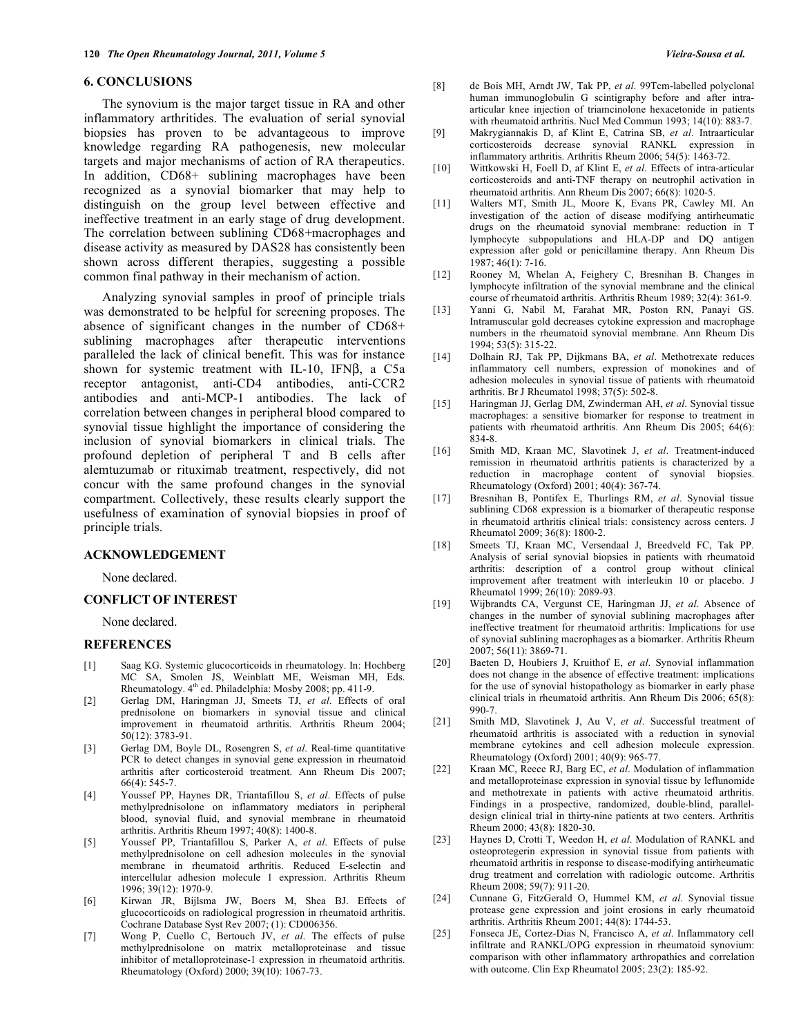## 6. CONCLUSIONS

The synovium is the major target tissue in RA and other inflammatory arthritides. The evaluation of serial synovial biopsies has proven to be advantageous to improve knowledge regarding RA pathogenesis, new molecular targets and major mechanisms of action of RA therapeutics. In addition, CD68+ sublining macrophages have been recognized as a synovial biomarker that may help to distinguish on the group level between effective and ineffective treatment in an early stage of drug development. The correlation between sublining CD68+macrophages and disease activity as measured by DAS28 has consistently been shown across different therapies, suggesting a possible common final pathway in their mechanism of action.

Analyzing synovial samples in proof of principle trials was demonstrated to be helpful for screening proposes. The absence of significant changes in the number of CD68+ sublining macrophages after therapeutic interventions paralleled the lack of clinical benefit. This was for instance shown for systemic treatment with IL-10, IFNβ, a C5a receptor antagonist, anti-CD4 antibodies, anti-CCR2 antibodies and anti-MCP-1 antibodies. The lack of correlation between changes in peripheral blood compared to synovial tissue highlight the importance of considering the inclusion of synovial biomarkers in clinical trials. The profound depletion of peripheral T and B cells after alemtuzumab or rituximab treatment, respectively, did not concur with the same profound changes in the synovial compartment. Collectively, these results clearly support the usefulness of examination of synovial biopsies in proof of principle trials.

## ACKNOWLEDGEMENT

None declared.

## CONFLICT OF INTEREST

None declared.

## REFERENCES

[1] Saag KG. Systemic glucocorticoids in rheumatology. In: Hochberg MC SA, Smolen JS, Weinblatt ME, Weisman MH, Eds. Rheumatology. 4th ed. Philadelphia: Mosby 2008; pp. 411-9.

[2] Gerlag DM, Haringman JJ, Smeets TJ, *et al*. Effects of oral prednisolone on biomarkers in synovial tissue and clinical improvement in rheumatoid arthritis. Arthritis Rheum 2004; 50(12): 3783-91.

[3] Gerlag DM, Boyle DL, Rosengren S, *et al*. Real-time quantitative PCR to detect changes in synovial gene expression in rheumatoid arthritis after corticosteroid treatment. Ann Rheum Dis 2007; 66(4): 545-7.

[4] Youssef PP, Haynes DR, Triantafillou S, *et al*. Effects of pulse methylprednisolone on inflammatory mediators in peripheral blood, synovial fluid, and synovial membrane in rheumatoid arthritis. Arthritis Rheum 1997; 40(8): 1400-8.

[5] Youssef PP, Triantafillou S, Parker A, *et al*. Effects of pulse methylprednisolone on cell adhesion molecules in the synovial membrane in rheumatoid arthritis. Reduced E-selectin and intercellular adhesion molecule 1 expression. Arthritis Rheum 1996; 39(12): 1970-9.

[6] Kirwan JR, Bijlsma JW, Boers M, Shea BJ. Effects of glucocorticoids on radiological progression in rheumatoid arthritis. Cochrane Database Syst Rev 2007; (1): CD006356.

[7] Wong P, Cuello C, Bertouch JV, *et al*. The effects of pulse methylprednisolone on matrix metalloproteinase and tissue inhibitor of metalloproteinase-1 expression in rheumatoid arthritis. Rheumatology (Oxford) 2000; 39(10): 1067-73.

[8] de Bois MH, Arndt JW, Tak PP, *et al*. 99Tcm-labelled polyclonal human immunoglobulin G scintigraphy before and after intra-articular knee injection of triamcinolone hexacetonide in patients with rheumatoid arthritis. Nucl Med Commun 1993; 14(10): 883-7.

[9] Makrygiannakis D, af Klint E, Catrina SB, *et al*. Intraarticular corticosteroids decrease synovial RANKL expression in inflammatory arthritis. Arthritis Rheum 2006; 54(5): 1463-72.

[10] Wittkowski H, Foell D, af Klint E, *et al*. Effects of intra-articular corticosteroids and anti-TNF therapy on neutrophil activation in rheumatoid arthritis. Ann Rheum Dis 2007; 66(8): 1020-5.

[11] Walters MT, Smith JL, Moore K, Evans PR, Cawley MI. An investigation of the action of disease modifying antirheumatic drugs on the rheumatoid synovial membrane: reduction in T lymphocyte subpopulations and HLA-DP and DQ antigen expression after gold or penicillamine therapy. Ann Rheum Dis 1987; 46(1): 7-16.

[12] Rooney M, Whelan A, Feighery C, Bresnihan B. Changes in lymphocyte infiltration of the synovial membrane and the clinical course of rheumatoid arthritis. Arthritis Rheum 1989; 32(4): 361-9.

[13] Yanni G, Nabil M, Farahat MR, Poston RN, Panayi GS. Intramuscular gold decreases cytokine expression and macrophage numbers in the rheumatoid synovial membrane. Ann Rheum Dis 1994; 53(5): 315-22.

[14] Dolhain RJ, Tak PP, Dijkmans BA, *et al*. Methotrexate reduces inflammatory cell numbers, expression of monokines and of adhesion molecules in synovial tissue of patients with rheumatoid arthritis. Br J Rheumatol 1998; 37(5): 502-8.

[15] Haringman JJ, Gerlag DM, Zwinderman AH, *et al*. Synovial tissue macrophages: a sensitive biomarker for response to treatment in patients with rheumatoid arthritis. Ann Rheum Dis 2005; 64(6): 834-8.

[16] Smith MD, Kraan MC, Slavotinek J, *et al*. Treatment-induced remission in rheumatoid arthritis patients is characterized by a reduction in macrophage content of synovial biopsies. Rheumatology (Oxford) 2001; 40(4): 367-74.

[17] Bresnihan B, Pontifex E, Thurlings RM, *et al*. Synovial tissue sublining CD68 expression is a biomarker of therapeutic response in rheumatoid arthritis clinical trials: consistency across centers. J Rheumatol 2009; 36(8): 1800-2.

[18] Smeets TJ, Kraan MC, Versendaal J, Breedveld FC, Tak PP. Analysis of serial synovial biopsies in patients with rheumatoid arthritis: description of a control group without clinical improvement after treatment with interleukin 10 or placebo. J Rheumatol 1999; 26(10): 2089-93.

[19] Wijbrandts CA, Vergunst CE, Haringman JJ, *et al*. Absence of changes in the number of synovial sublining macrophages after ineffective treatment for rheumatoid arthritis: Implications for use of synovial sublining macrophages as a biomarker. Arthritis Rheum 2007; 56(11): 3869-71.

[20] Baeten D, Houbiers J, Kruithof E, *et al*. Synovial inflammation does not change in the absence of effective treatment: implications for the use of synovial histopathology as biomarker in early phase clinical trials in rheumatoid arthritis. Ann Rheum Dis 2006; 65(8): 990-7.

[21] Smith MD, Slavotinek J, Au V, *et al*. Successful treatment of rheumatoid arthritis is associated with a reduction in synovial membrane cytokines and cell adhesion molecule expression. Rheumatology (Oxford) 2001; 40(9): 965-77.

[22] Kraan MC, Reece RJ, Barg EC, *et al*. Modulation of inflammation and metalloproteinase expression in synovial tissue by leflunomide and methotrexate in patients with active rheumatoid arthritis. Findings in a prospective, randomized, double-blind, parallel-design clinical trial in thirty-nine patients at two centers. Arthritis Rheum 2000; 43(8): 1820-30.

[23] Haynes D, Crotti T, Weedon H, *et al*. Modulation of RANKL and osteoprotegerin expression in synovial tissue from patients with rheumatoid arthritis in response to disease-modifying antirheumatic drug treatment and correlation with radiologic outcome. Arthritis Rheum 2008; 59(7): 911-20.

[24] Cunnane G, FitzGerald O, Hummel KM, *et al*. Synovial tissue protease gene expression and joint erosions in early rheumatoid arthritis. Arthritis Rheum 2001; 44(8): 1744-53.

[25] Fonseca JE, Cortez-Dias N, Francisco A, *et al*. Inflammatory cell infiltrate and RANKL/OPG expression in rheumatoid synovium: comparison with other inflammatory arthropathies and correlation with outcome. Clin Exp Rheumatol 2005; 23(2): 185-92.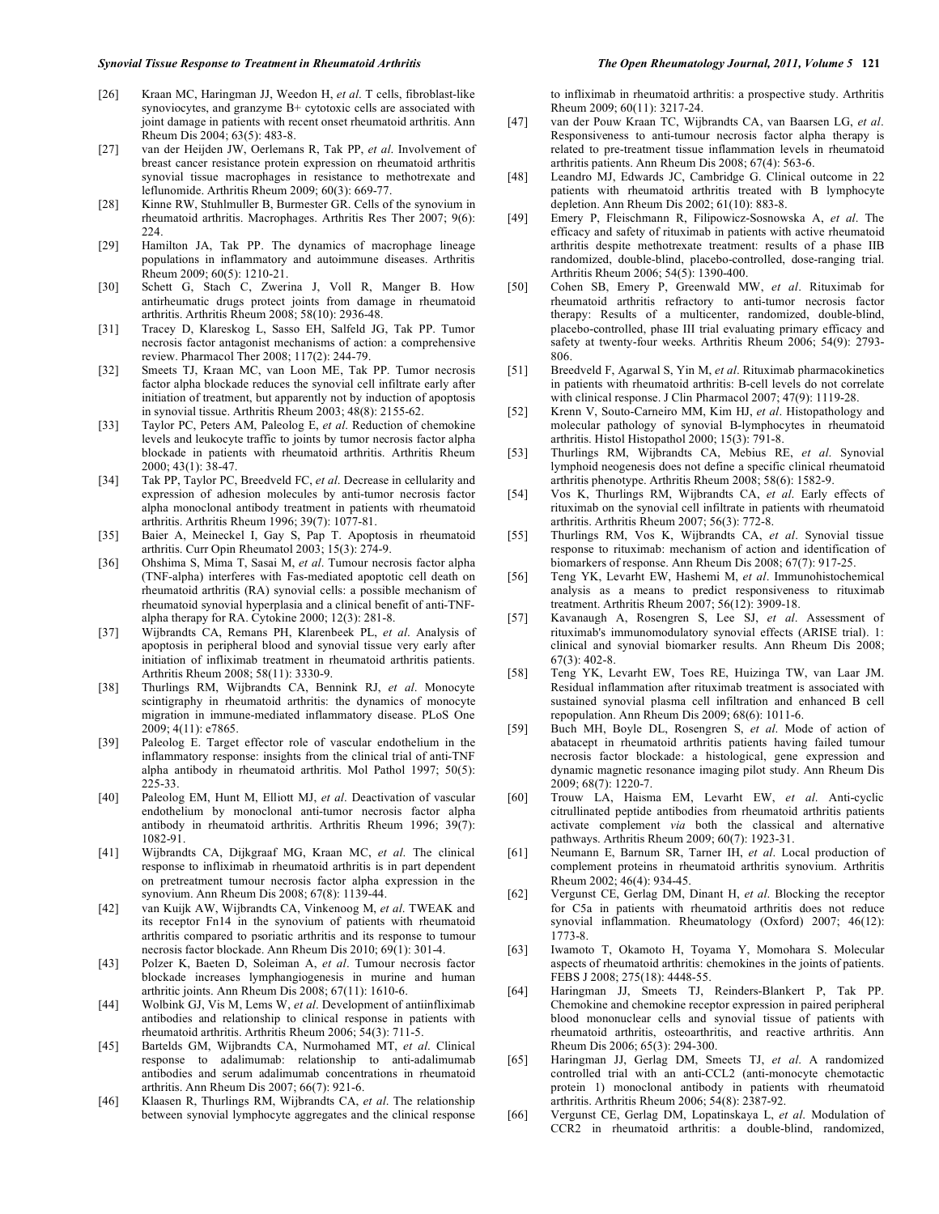[26] Kraan MC, Haringman JJ, Weedon H, *et al*. T cells, fibroblast-like synoviocytes, and granzyme B+ cytotoxic cells are associated with joint damage in patients with recent onset rheumatoid arthritis. Ann Rheum Dis 2004; 63(5): 483-8.

[27] van der Heijden JW, Oerlemans R, Tak PP, *et al*. Involvement of breast cancer resistance protein expression on rheumatoid arthritis synovial tissue macrophages in resistance to methotrexate and leflunomide. Arthritis Rheum 2009; 60(3): 669-77.

[28] Kinne RW, Stuhlmuller B, Burmester GR. Cells of the synovium in rheumatoid arthritis. Macrophages. Arthritis Res Ther 2007; 9(6): 224.

[29] Hamilton JA, Tak PP. The dynamics of macrophage lineage populations in inflammatory and autoimmune diseases. Arthritis Rheum 2009; 60(5): 1210-21.

[30] Schett G, Stach C, Zwerina J, Voll R, Manger B. How antirheumatic drugs protect joints from damage in rheumatoid arthritis. Arthritis Rheum 2008; 58(10): 2936-48.

[31] Tracey D, Klareskog L, Sasso EH, Salfeld JG, Tak PP. Tumor necrosis factor antagonist mechanisms of action: a comprehensive review. Pharmacol Ther 2008; 117(2): 244-79.

[32] Smeets TJ, Kraan MC, van Loon ME, Tak PP. Tumor necrosis factor alpha blockade reduces the synovial cell infiltrate early after initiation of treatment, but apparently not by induction of apoptosis in synovial tissue. Arthritis Rheum 2003; 48(8): 2155-62.

[33] Taylor PC, Peters AM, Paleolog E, *et al*. Reduction of chemokine levels and leukocyte traffic to joints by tumor necrosis factor alpha blockade in patients with rheumatoid arthritis. Arthritis Rheum 2000; 43(1): 38-47.

[34] Tak PP, Taylor PC, Breedveld FC, *et al*. Decrease in cellularity and expression of adhesion molecules by anti-tumor necrosis factor alpha monoclonal antibody treatment in patients with rheumatoid arthritis. Arthritis Rheum 1996; 39(7): 1077-81.

[35] Baier A, Meineckel I, Gay S, Pap T. Apoptosis in rheumatoid arthritis. Curr Opin Rheumatol 2003; 15(3): 274-9.

[36] Ohshima S, Mima T, Sasai M, *et al*. Tumour necrosis factor alpha (TNF-alpha) interferes with Fas-mediated apoptotic cell death on rheumatoid arthritis (RA) synovial cells: a possible mechanism of rheumatoid synovial hyperplasia and a clinical benefit of anti-TNF-alpha therapy for RA. Cytokine 2000; 12(3): 281-8.

[37] Wijbrandts CA, Remans PH, Klarenbeek PL, *et al*. Analysis of apoptosis in peripheral blood and synovial tissue very early after initiation of infliximab treatment in rheumatoid arthritis patients. Arthritis Rheum 2008; 58(11): 3330-9.

[38] Thurlings RM, Wijbrandts CA, Bennink RJ, *et al*. Monocyte scintigraphy in rheumatoid arthritis: the dynamics of monocyte migration in immune-mediated inflammatory disease. PLoS One 2009; 4(11): e7865.

[39] Paleolog E. Target effector role of vascular endothelium in the inflammatory response: insights from the clinical trial of anti-TNF alpha antibody in rheumatoid arthritis. Mol Pathol 1997; 50(5): 225-33.

[40] Paleolog EM, Hunt M, Elliott MJ, *et al*. Deactivation of vascular endothelium by monoclonal anti-tumor necrosis factor alpha antibody in rheumatoid arthritis. Arthritis Rheum 1996; 39(7): 1082-91.

[41] Wijbrandts CA, Dijkgraaf MG, Kraan MC, *et al*. The clinical response to infliximab in rheumatoid arthritis is in part dependent on pretreatment tumour necrosis factor alpha expression in the synovium. Ann Rheum Dis 2008; 67(8): 1139-44.

[42] van Kuijk AW, Wijbrandts CA, Vinkenoog M, *et al*. TWEAK and its receptor Fn14 in the synovium of patients with rheumatoid arthritis compared to psoriatic arthritis and its response to tumour necrosis factor blockade. Ann Rheum Dis 2010; 69(1): 301-4.

[43] Polzer K, Baeten D, Soleiman A, *et al*. Tumour necrosis factor blockade increases lymphangiogenesis in murine and human arthritic joints. Ann Rheum Dis 2008; 67(11): 1610-6.

[44] Wolbink GJ, Vis M, Lems W, *et al*. Development of antiinfliximab antibodies and relationship to clinical response in patients with rheumatoid arthritis. Arthritis Rheum 2006; 54(3): 711-5.

[45] Bartelds GM, Wijbrandts CA, Nurmohamed MT, *et al*. Clinical response to adalimumab: relationship to anti-adalimumab antibodies and serum adalimumab concentrations in rheumatoid arthritis. Ann Rheum Dis 2007; 66(7): 921-6.

[46] Klaasen R, Thurlings RM, Wijbrandts CA, *et al*. The relationship between synovial lymphocyte aggregates and the clinical response to infliximab in rheumatoid arthritis: a prospective study. Arthritis Rheum 2009; 60(11): 3217-24.

[47] van der Pouw Kraan TC, Wijbrandts CA, van Baarsen LG, *et al*. Responsiveness to anti-tumour necrosis factor alpha therapy is related to pre-treatment tissue inflammation levels in rheumatoid arthritis patients. Ann Rheum Dis 2008; 67(4): 563-6.

[48] Leandro MJ, Edwards JC, Cambridge G. Clinical outcome in 22 patients with rheumatoid arthritis treated with B lymphocyte depletion. Ann Rheum Dis 2002; 61(10): 883-8.

[49] Emery P, Fleischmann R, Filipowicz-Sosnowska A, *et al*. The efficacy and safety of rituximab in patients with active rheumatoid arthritis despite methotrexate treatment: results of a phase IIB randomized, double-blind, placebo-controlled, dose-ranging trial. Arthritis Rheum 2006; 54(5): 1390-400.

[50] Cohen SB, Emery P, Greenwald MW, *et al*. Rituximab for rheumatoid arthritis refractory to anti-tumor necrosis factor therapy: Results of a multicenter, randomized, double-blind, placebo-controlled, phase III trial evaluating primary efficacy and safety at twenty-four weeks. Arthritis Rheum 2006; 54(9): 2793-806.

[51] Breedveld F, Agarwal S, Yin M, *et al*. Rituximab pharmacokinetics in patients with rheumatoid arthritis: B-cell levels do not correlate with clinical response. J Clin Pharmacol 2007; 47(9): 1119-28.

[52] Krenn V, Souto-Carneiro MM, Kim HJ, *et al*. Histopathology and molecular pathology of synovial B-lymphocytes in rheumatoid arthritis. Histol Histopathol 2000; 15(3): 791-8.

[53] Thurlings RM, Wijbrandts CA, Mebius RE, *et al*. Synovial lymphoid neogenesis does not define a specific clinical rheumatoid arthritis phenotype. Arthritis Rheum 2008; 58(6): 1582-9.

[54] Vos K, Thurlings RM, Wijbrandts CA, *et al*. Early effects of rituximab on the synovial cell infiltrate in patients with rheumatoid arthritis. Arthritis Rheum 2007; 56(3): 772-8.

[55] Thurlings RM, Vos K, Wijbrandts CA, *et al*. Synovial tissue response to rituximab: mechanism of action and identification of biomarkers of response. Ann Rheum Dis 2008; 67(7): 917-25.

[56] Teng YK, Levarht EW, Hashemi M, *et al*. Immunohistochemical analysis as a means to predict responsiveness to rituximab treatment. Arthritis Rheum 2007; 56(12): 3909-18.

[57] Kavanaugh A, Rosengren S, Lee SJ, *et al*. Assessment of rituximab's immunomodulatory synovial effects (ARISE trial). 1: clinical and synovial biomarker results. Ann Rheum Dis 2008; 67(3): 402-8.

[58] Teng YK, Levarht EW, Toes RE, Huizinga TW, van Laar JM. Residual inflammation after rituximab treatment is associated with sustained synovial plasma cell infiltration and enhanced B cell repopulation. Ann Rheum Dis 2009; 68(6): 1011-6.

[59] Buch MH, Boyle DL, Rosengren S, *et al*. Mode of action of abatacept in rheumatoid arthritis patients having failed tumour necrosis factor blockade: a histological, gene expression and dynamic magnetic resonance imaging pilot study. Ann Rheum Dis 2009; 68(7): 1220-7.

[60] Trouw LA, Haisma EM, Levarht EW, *et al*. Anti-cyclic citrullinated peptide antibodies from rheumatoid arthritis patients activate complement *via* both the classical and alternative pathways. Arthritis Rheum 2009; 60(7): 1923-31.

[61] Neumann E, Barnum SR, Tarner IH, *et al*. Local production of complement proteins in rheumatoid arthritis synovium. Arthritis Rheum 2002; 46(4): 934-45.

[62] Vergunst CE, Gerlag DM, Dinant H, *et al*. Blocking the receptor for C5a in patients with rheumatoid arthritis does not reduce synovial inflammation. Rheumatology (Oxford) 2007; 46(12): 1773-8.

[63] Iwamoto T, Okamoto H, Toyama Y, Momohara S. Molecular aspects of rheumatoid arthritis: chemokines in the joints of patients. FEBS J 2008; 275(18): 4448-55.

[64] Haringman JJ, Smeets TJ, Reinders-Blankert P, Tak PP. Chemokine and chemokine receptor expression in paired peripheral blood mononuclear cells and synovial tissue of patients with rheumatoid arthritis, osteoarthritis, and reactive arthritis. Ann Rheum Dis 2006; 65(3): 294-300.

[65] Haringman JJ, Gerlag DM, Smeets TJ, *et al*. A randomized controlled trial with an anti-CCL2 (anti-monocyte chemotactic protein 1) monoclonal antibody in patients with rheumatoid arthritis. Arthritis Rheum 2006; 54(8): 2387-92.

[66] Vergunst CE, Gerlag DM, Lopatinskaya L, *et al*. Modulation of CCR2 in rheumatoid arthritis: a double-blind, randomized,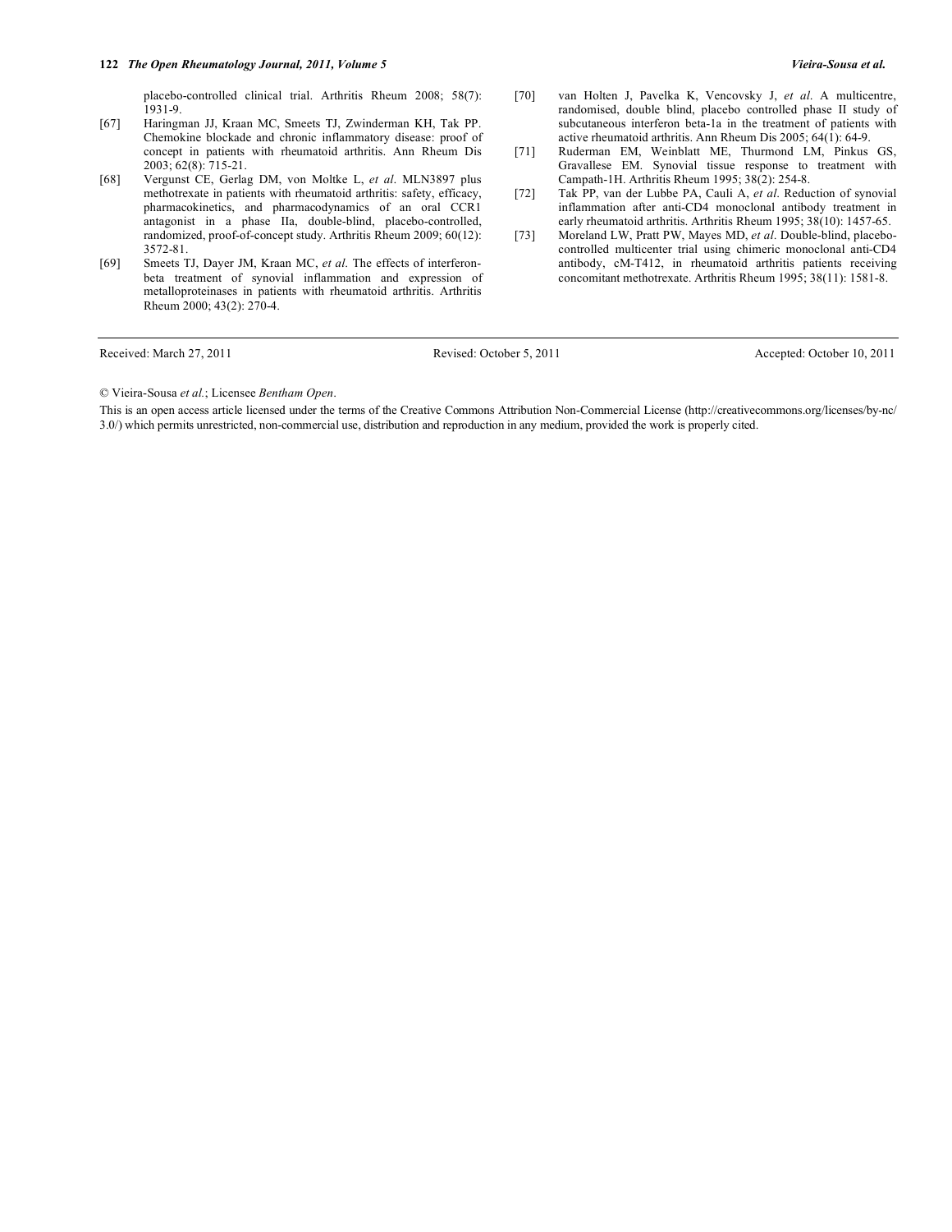placebo-controlled clinical trial. Arthritis Rheum 2008; 58(7): 1931-9.

[67] Haringman JJ, Kraan MC, Smeets TJ, Zwinderman KH, Tak PP. Chemokine blockade and chronic inflammatory disease: proof of concept in patients with rheumatoid arthritis. Ann Rheum Dis 2003; 62(8): 715-21.

[68] Vergunst CE, Gerlag DM, von Moltke L, *et al*. MLN3897 plus methotrexate in patients with rheumatoid arthritis: safety, efficacy, pharmacokinetics, and pharmacodynamics of an oral CCR1 antagonist in a phase IIa, double-blind, placebo-controlled, randomized, proof-of-concept study. Arthritis Rheum 2009; 60(12): 3572-81.

[69] Smeets TJ, Dayer JM, Kraan MC, *et al*. The effects of interferon-beta treatment of synovial inflammation and expression of metalloproteinases in patients with rheumatoid arthritis. Arthritis Rheum 2000; 43(2): 270-4.

[70] van Holten J, Pavelka K, Vencovsky J, *et al*. A multicentre, randomised, double blind, placebo controlled phase II study of subcutaneous interferon beta-1a in the treatment of patients with active rheumatoid arthritis. Ann Rheum Dis 2005; 64(1): 64-9.

[71] Ruderman EM, Weinblatt ME, Thurmond LM, Pinkus GS, Gravallese EM. Synovial tissue response to treatment with Campath-1H. Arthritis Rheum 1995; 38(2): 254-8.

[72] Tak PP, van der Lubbe PA, Cauli A, *et al*. Reduction of synovial inflammation after anti-CD4 monoclonal antibody treatment in early rheumatoid arthritis. Arthritis Rheum 1995; 38(10): 1457-65.

[73] Moreland LW, Pratt PW, Mayes MD, *et al*. Double-blind, placebo-controlled multicenter trial using chimeric monoclonal anti-CD4 antibody, cM-T412, in rheumatoid arthritis patients receiving concomitant methotrexate. Arthritis Rheum 1995; 38(11): 1581-8.

---

Received: March 27, 2011 Revised: October 5, 2011 Accepted: October 10, 2011

© Vieira-Sousa *et al.*; Licensee *Bentham Open*.

This is an open access article licensed under the terms of the Creative Commons Attribution Non-Commercial License (http://creativecommons.org/licenses/by-nc/3.0/) which permits unrestricted, non-commercial use, distribution and reproduction in any medium, provided the work is properly cited.